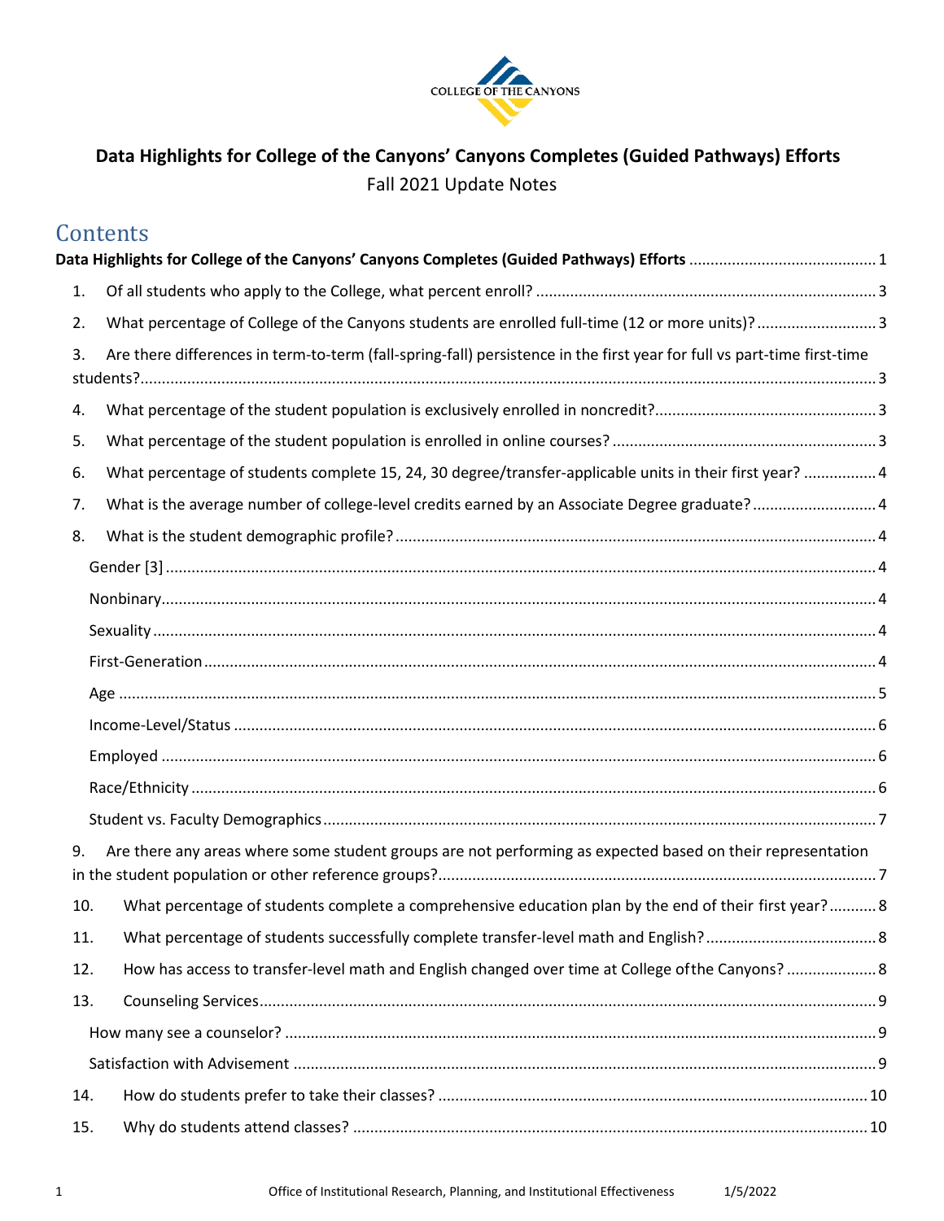COLLEGE OF THE CANYONS

**Data Highlights for College of the Canyons' Canyons Completes (Guided Pathways) Efforts**

Fall 2021 Update Notes

## Contents

**Data Highlights for College of the Canyons' Canyons Completes (Guided Pathways) Efforts** ... 1

1. Of all students who apply to the College, what percent enroll? ... 3
2. What percentage of College of the Canyons students are enrolled full-time (12 or more units)? ... 3
3. Are there differences in term-to-term (fall-spring-fall) persistence in the first year for full vs part-time first-time students? ... 3
4. What percentage of the student population is exclusively enrolled in noncredit? ... 3
5. What percentage of the student population is enrolled in online courses? ... 3
6. What percentage of students complete 15, 24, 30 degree/transfer-applicable units in their first year? ... 4
7. What is the average number of college-level credits earned by an Associate Degree graduate? ... 4
8. What is the student demographic profile? ... 4
   - Gender [3] ... 4
   - Nonbinary ... 4
   - Sexuality ... 4
   - First-Generation ... 4
   - Age ... 5
   - Income-Level/Status ... 6
   - Employed ... 6
   - Race/Ethnicity ... 6
   - Student vs. Faculty Demographics ... 7
9. Are there any areas where some student groups are not performing as expected based on their representation in the student population or other reference groups? ... 7
10. What percentage of students complete a comprehensive education plan by the end of their first year? ... 8
11. What percentage of students successfully complete transfer-level math and English? ... 8
12. How has access to transfer-level math and English changed over time at College of the Canyons? ... 8
13. Counseling Services ... 9
    - How many see a counselor? ... 9
    - Satisfaction with Advisement ... 9
14. How do students prefer to take their classes? ... 10
15. Why do students attend classes? ... 10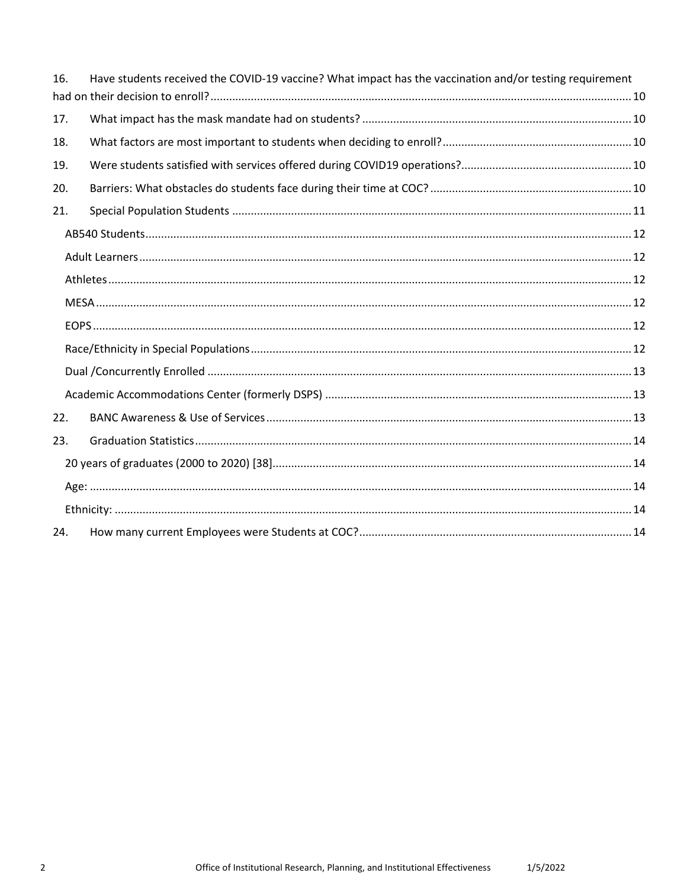16. Have students received the COVID-19 vaccine? What impact has the vaccination and/or testing requirement had on their decision to enroll? ..... 10
17. What impact has the mask mandate had on students? ..... 10
18. What factors are most important to students when deciding to enroll? ..... 10
19. Were students satisfied with services offered during COVID19 operations? ..... 10
20. Barriers: What obstacles do students face during their time at COC? ..... 10
21. Special Population Students ..... 11
    - AB540 Students ..... 12
    - Adult Learners ..... 12
    - Athletes ..... 12
    - MESA ..... 12
    - EOPS ..... 12
    - Race/Ethnicity in Special Populations ..... 12
    - Dual /Concurrently Enrolled ..... 13
    - Academic Accommodations Center (formerly DSPS) ..... 13
22. BANC Awareness & Use of Services ..... 13
23. Graduation Statistics ..... 14
    - 20 years of graduates (2000 to 2020) [38] ..... 14
    - Age: ..... 14
    - Ethnicity: ..... 14
24. How many current Employees were Students at COC? ..... 14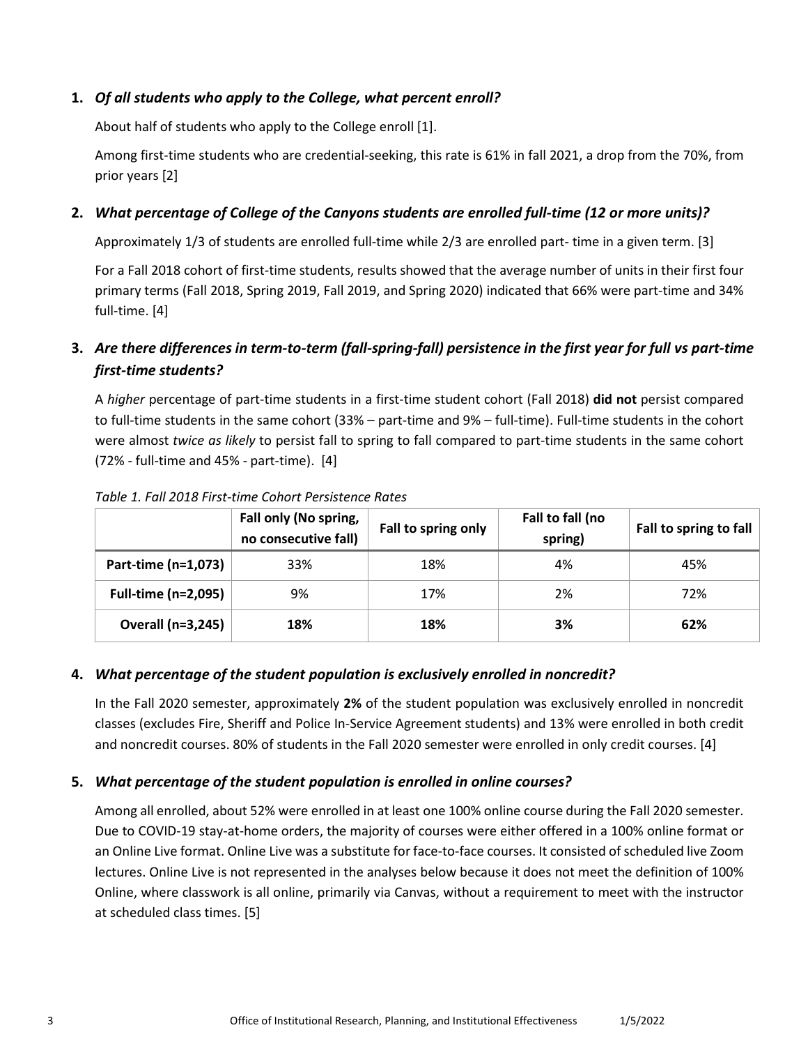**1.** ***Of all students who apply to the College, what percent enroll?***

About half of students who apply to the College enroll [1].

Among first-time students who are credential-seeking, this rate is 61% in fall 2021, a drop from the 70%, from prior years [2]

**2.** ***What percentage of College of the Canyons students are enrolled full-time (12 or more units)?***

Approximately 1/3 of students are enrolled full-time while 2/3 are enrolled part- time in a given term. [3]

For a Fall 2018 cohort of first-time students, results showed that the average number of units in their first four primary terms (Fall 2018, Spring 2019, Fall 2019, and Spring 2020) indicated that 66% were part-time and 34% full-time. [4]

**3.** ***Are there differences in term-to-term (fall-spring-fall) persistence in the first year for full vs part-time first-time students?***

A *higher* percentage of part-time students in a first-time student cohort (Fall 2018) **did not** persist compared to full-time students in the same cohort (33% – part-time and 9% – full-time). Full-time students in the cohort were almost *twice as likely* to persist fall to spring to fall compared to part-time students in the same cohort (72% - full-time and 45% - part-time). [4]

*Table 1. Fall 2018 First-time Cohort Persistence Rates*

| | Fall only (No spring, no consecutive fall) | Fall to spring only | Fall to fall (no spring) | Fall to spring to fall |
|---|---|---|---|---|
| **Part-time (n=1,073)** | 33% | 18% | 4% | 45% |
| **Full-time (n=2,095)** | 9% | 17% | 2% | 72% |
| **Overall (n=3,245)** | **18%** | **18%** | **3%** | **62%** |

**4.** ***What percentage of the student population is exclusively enrolled in noncredit?***

In the Fall 2020 semester, approximately **2%** of the student population was exclusively enrolled in noncredit classes (excludes Fire, Sheriff and Police In-Service Agreement students) and 13% were enrolled in both credit and noncredit courses. 80% of students in the Fall 2020 semester were enrolled in only credit courses. [4]

**5.** ***What percentage of the student population is enrolled in online courses?***

Among all enrolled, about 52% were enrolled in at least one 100% online course during the Fall 2020 semester. Due to COVID-19 stay-at-home orders, the majority of courses were either offered in a 100% online format or an Online Live format. Online Live was a substitute for face-to-face courses. It consisted of scheduled live Zoom lectures. Online Live is not represented in the analyses below because it does not meet the definition of 100% Online, where classwork is all online, primarily via Canvas, without a requirement to meet with the instructor at scheduled class times. [5]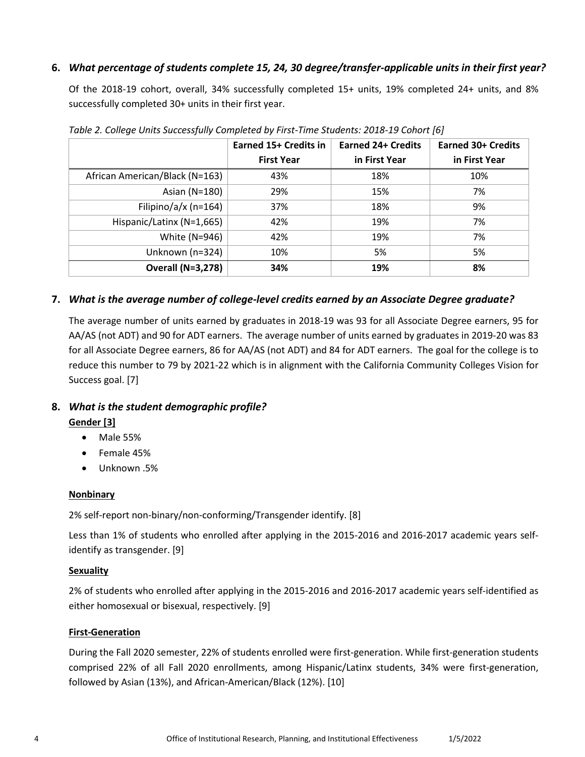### 6. *What percentage of students complete 15, 24, 30 degree/transfer-applicable units in their first year?*

Of the 2018-19 cohort, overall, 34% successfully completed 15+ units, 19% completed 24+ units, and 8% successfully completed 30+ units in their first year.

*Table 2. College Units Successfully Completed by First-Time Students: 2018-19 Cohort [6]*

| | Earned 15+ Credits in First Year | Earned 24+ Credits in First Year | Earned 30+ Credits in First Year |
|---|---|---|---|
| African American/Black (N=163) | 43% | 18% | 10% |
| Asian (N=180) | 29% | 15% | 7% |
| Filipino/a/x (n=164) | 37% | 18% | 9% |
| Hispanic/Latinx (N=1,665) | 42% | 19% | 7% |
| White (N=946) | 42% | 19% | 7% |
| Unknown (n=324) | 10% | 5% | 5% |
| **Overall (N=3,278)** | **34%** | **19%** | **8%** |

### 7. *What is the average number of college-level credits earned by an Associate Degree graduate?*

The average number of units earned by graduates in 2018-19 was 93 for all Associate Degree earners, 95 for AA/AS (not ADT) and 90 for ADT earners. The average number of units earned by graduates in 2019-20 was 83 for all Associate Degree earners, 86 for AA/AS (not ADT) and 84 for ADT earners. The goal for the college is to reduce this number to 79 by 2021-22 which is in alignment with the California Community Colleges Vision for Success goal. [7]

### 8. *What is the student demographic profile?*

**Gender [3]**

- Male 55%
- Female 45%
- Unknown .5%

**Nonbinary**

2% self-report non-binary/non-conforming/Transgender identify. [8]

Less than 1% of students who enrolled after applying in the 2015-2016 and 2016-2017 academic years self-identify as transgender. [9]

**Sexuality**

2% of students who enrolled after applying in the 2015-2016 and 2016-2017 academic years self-identified as either homosexual or bisexual, respectively. [9]

**First-Generation**

During the Fall 2020 semester, 22% of students enrolled were first-generation. While first-generation students comprised 22% of all Fall 2020 enrollments, among Hispanic/Latinx students, 34% were first-generation, followed by Asian (13%), and African-American/Black (12%). [10]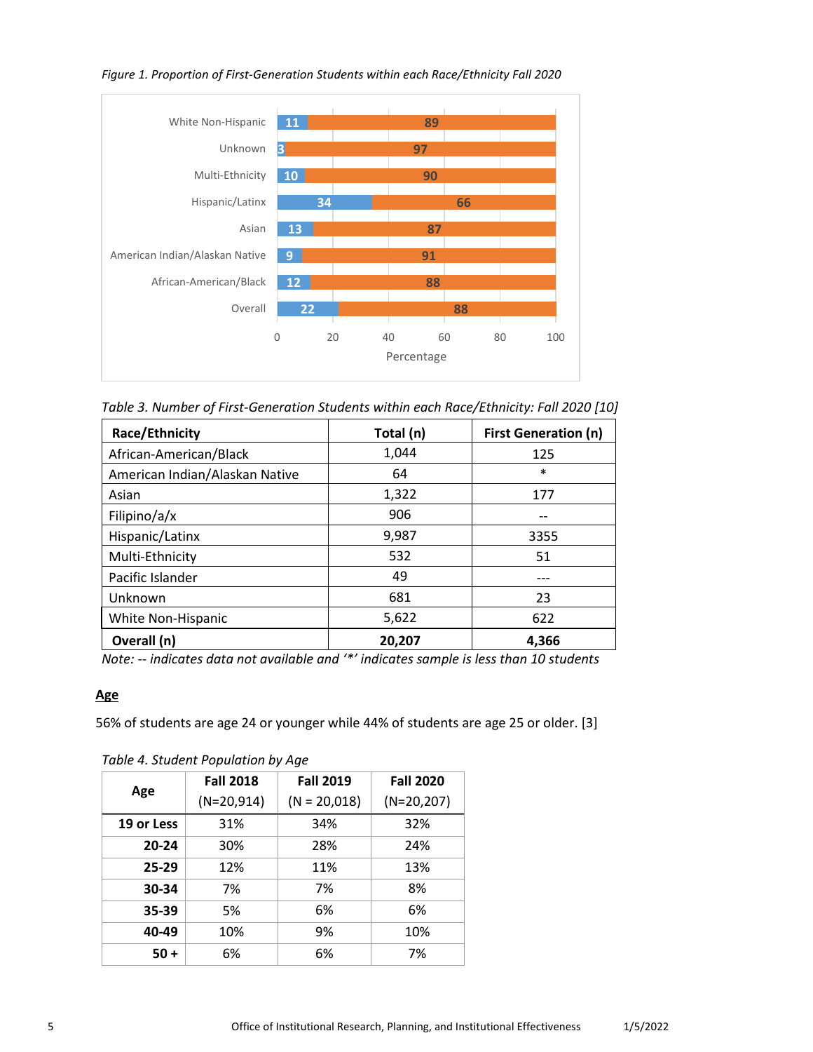*Figure 1. Proportion of First-Generation Students within each Race/Ethnicity Fall 2020*

| Race/Ethnicity | First Generation (%) | Not First Generation (%) |
| --- | --- | --- |
| White Non-Hispanic | 11 | 89 |
| Unknown | 3 | 97 |
| Multi-Ethnicity | 10 | 90 |
| Hispanic/Latinx | 34 | 66 |
| Asian | 13 | 87 |
| American Indian/Alaskan Native | 9 | 91 |
| African-American/Black | 12 | 88 |
| Overall | 22 | 88 |

Percentage

*Table 3. Number of First-Generation Students within each Race/Ethnicity: Fall 2020 [10]*

| Race/Ethnicity | Total (n) | First Generation (n) |
| --- | --- | --- |
| African-American/Black | 1,044 | 125 |
| American Indian/Alaskan Native | 64 | * |
| Asian | 1,322 | 177 |
| Filipino/a/x | 906 | -- |
| Hispanic/Latinx | 9,987 | 3355 |
| Multi-Ethnicity | 532 | 51 |
| Pacific Islander | 49 | --- |
| Unknown | 681 | 23 |
| White Non-Hispanic | 5,622 | 622 |
| **Overall (n)** | **20,207** | **4,366** |

*Note: -- indicates data not available and '*' indicates sample is less than 10 students*

## Age

56% of students are age 24 or younger while 44% of students are age 25 or older. [3]

*Table 4. Student Population by Age*

| Age | Fall 2018 (N=20,914) | Fall 2019 (N = 20,018) | Fall 2020 (N=20,207) |
| --- | --- | --- | --- |
| **19 or Less** | 31% | 34% | 32% |
| **20-24** | 30% | 28% | 24% |
| **25-29** | 12% | 11% | 13% |
| **30-34** | 7% | 7% | 8% |
| **35-39** | 5% | 6% | 6% |
| **40-49** | 10% | 9% | 10% |
| **50 +** | 6% | 6% | 7% |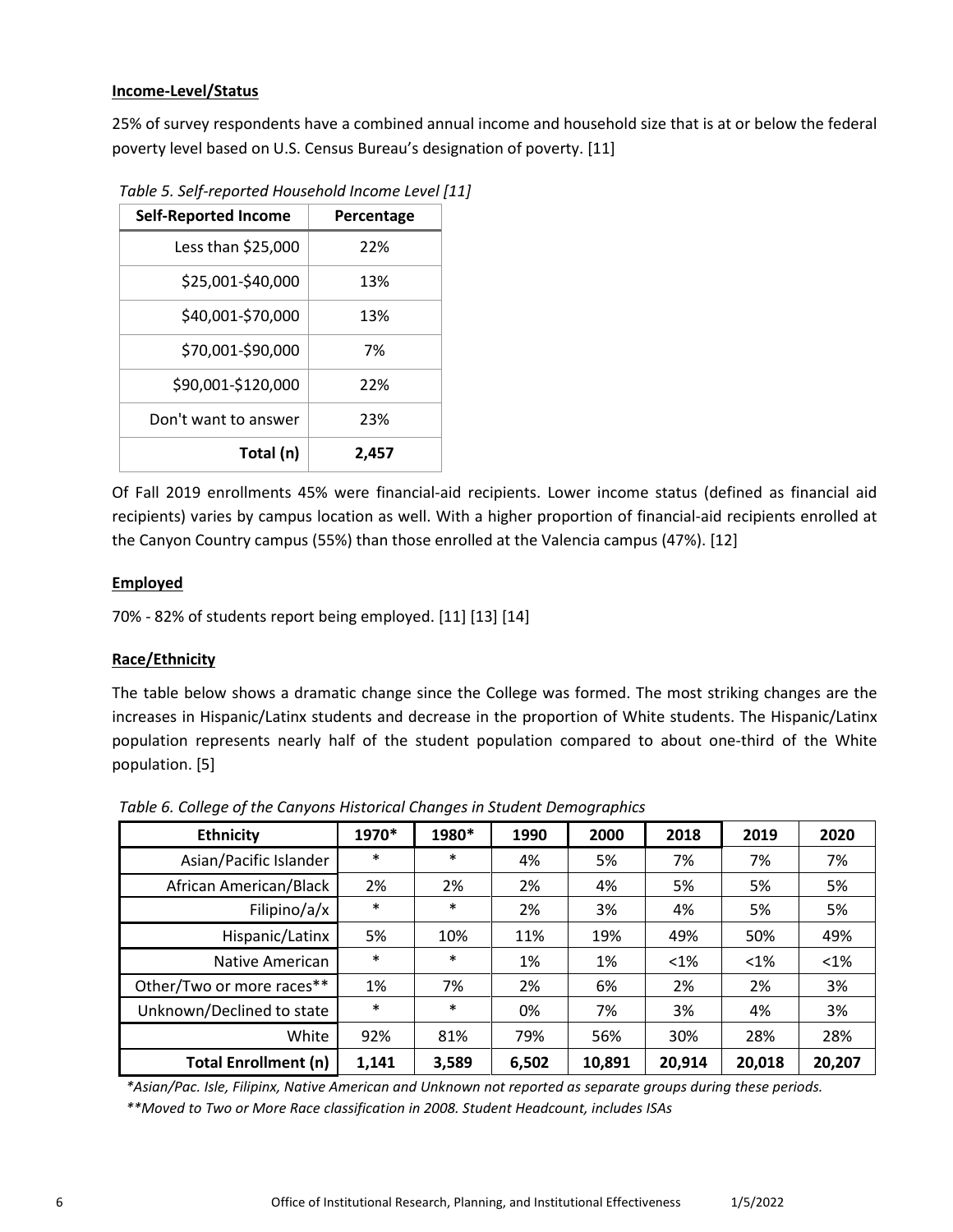**Income-Level/Status**

25% of survey respondents have a combined annual income and household size that is at or below the federal poverty level based on U.S. Census Bureau's designation of poverty. [11]

*Table 5. Self-reported Household Income Level [11]*

| Self-Reported Income | Percentage |
|---|---|
| Less than $25,000 | 22% |
| $25,001-$40,000 | 13% |
| $40,001-$70,000 | 13% |
| $70,001-$90,000 | 7% |
| $90,001-$120,000 | 22% |
| Don't want to answer | 23% |
| **Total (n)** | **2,457** |

Of Fall 2019 enrollments 45% were financial-aid recipients. Lower income status (defined as financial aid recipients) varies by campus location as well. With a higher proportion of financial-aid recipients enrolled at the Canyon Country campus (55%) than those enrolled at the Valencia campus (47%). [12]

**Employed**

70% - 82% of students report being employed. [11] [13] [14]

**Race/Ethnicity**

The table below shows a dramatic change since the College was formed. The most striking changes are the increases in Hispanic/Latinx students and decrease in the proportion of White students. The Hispanic/Latinx population represents nearly half of the student population compared to about one-third of the White population. [5]

*Table 6. College of the Canyons Historical Changes in Student Demographics*

| Ethnicity | 1970* | 1980* | 1990 | 2000 | 2018 | 2019 | 2020 |
|---|---|---|---|---|---|---|---|
| Asian/Pacific Islander | * | * | 4% | 5% | 7% | 7% | 7% |
| African American/Black | 2% | 2% | 2% | 4% | 5% | 5% | 5% |
| Filipino/a/x | * | * | 2% | 3% | 4% | 5% | 5% |
| Hispanic/Latinx | 5% | 10% | 11% | 19% | 49% | 50% | 49% |
| Native American | * | * | 1% | 1% | <1% | <1% | <1% |
| Other/Two or more races** | 1% | 7% | 2% | 6% | 2% | 2% | 3% |
| Unknown/Declined to state | * | * | 0% | 7% | 3% | 4% | 3% |
| White | 92% | 81% | 79% | 56% | 30% | 28% | 28% |
| **Total Enrollment (n)** | **1,141** | **3,589** | **6,502** | **10,891** | **20,914** | **20,018** | **20,207** |

*\*Asian/Pac. Isle, Filipinx, Native American and Unknown not reported as separate groups during these periods.*

*\*\*Moved to Two or More Race classification in 2008. Student Headcount, includes ISAs*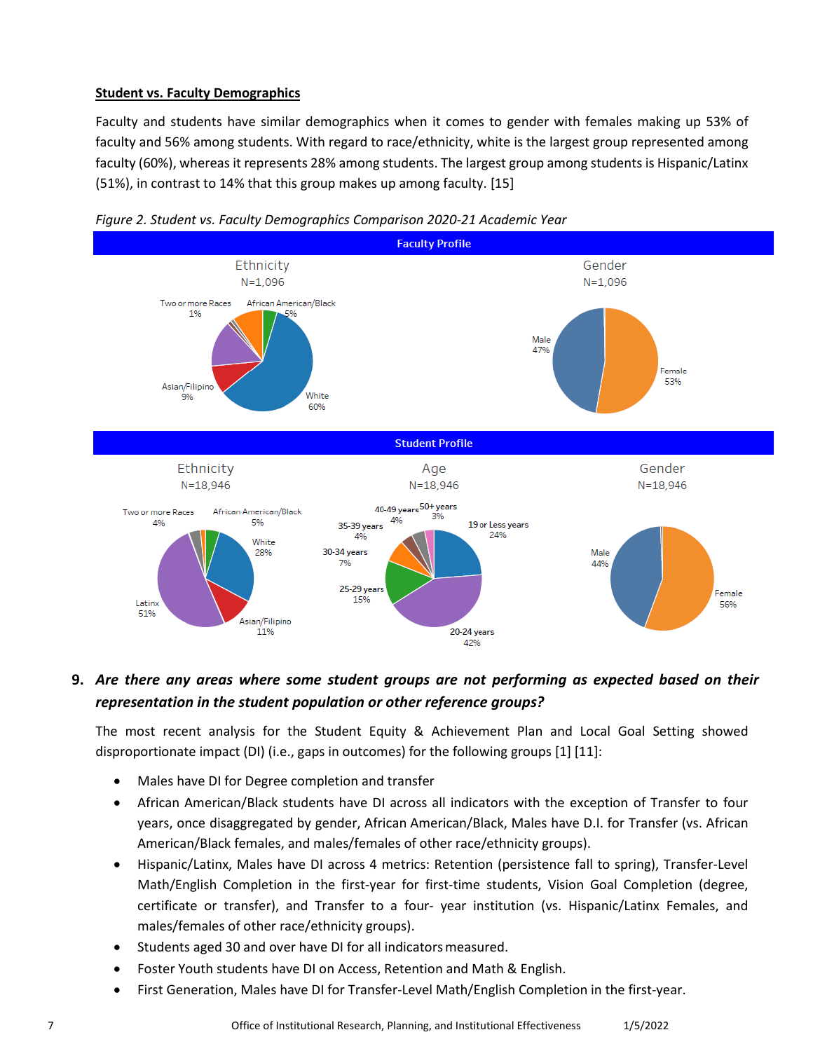**Student vs. Faculty Demographics**

Faculty and students have similar demographics when it comes to gender with females making up 53% of faculty and 56% among students. With regard to race/ethnicity, white is the largest group represented among faculty (60%), whereas it represents 28% among students. The largest group among students is Hispanic/Latinx (51%), in contrast to 14% that this group makes up among faculty. [15]

*Figure 2. Student vs. Faculty Demographics Comparison 2020-21 Academic Year*

**Faculty Profile**

Ethnicity
N=1,096

Two or more Races 1%
African American/Black 5%
Asian/Filipino 9%
White 60%

Gender
N=1,096

Male 47%
Female 53%

**Student Profile**

Ethnicity
N=18,946

Two or more Races 4%
African American/Black 5%
White 28%
Latinx 51%
Asian/Filipino 11%

Age
N=18,946

40-49 years 4%
50+ years 3%
35-39 years 4%
19 or Less years 24%
30-34 years 7%
25-29 years 15%
20-24 years 42%

Gender
N=18,946

Male 44%
Female 56%

9. ***Are there any areas where some student groups are not performing as expected based on their representation in the student population or other reference groups?***

The most recent analysis for the Student Equity & Achievement Plan and Local Goal Setting showed disproportionate impact (DI) (i.e., gaps in outcomes) for the following groups [1] [11]:

- Males have DI for Degree completion and transfer
- African American/Black students have DI across all indicators with the exception of Transfer to four years, once disaggregated by gender, African American/Black, Males have D.I. for Transfer (vs. African American/Black females, and males/females of other race/ethnicity groups).
- Hispanic/Latinx, Males have DI across 4 metrics: Retention (persistence fall to spring), Transfer-Level Math/English Completion in the first-year for first-time students, Vision Goal Completion (degree, certificate or transfer), and Transfer to a four- year institution (vs. Hispanic/Latinx Females, and males/females of other race/ethnicity groups).
- Students aged 30 and over have DI for all indicators measured.
- Foster Youth students have DI on Access, Retention and Math & English.
- First Generation, Males have DI for Transfer-Level Math/English Completion in the first-year.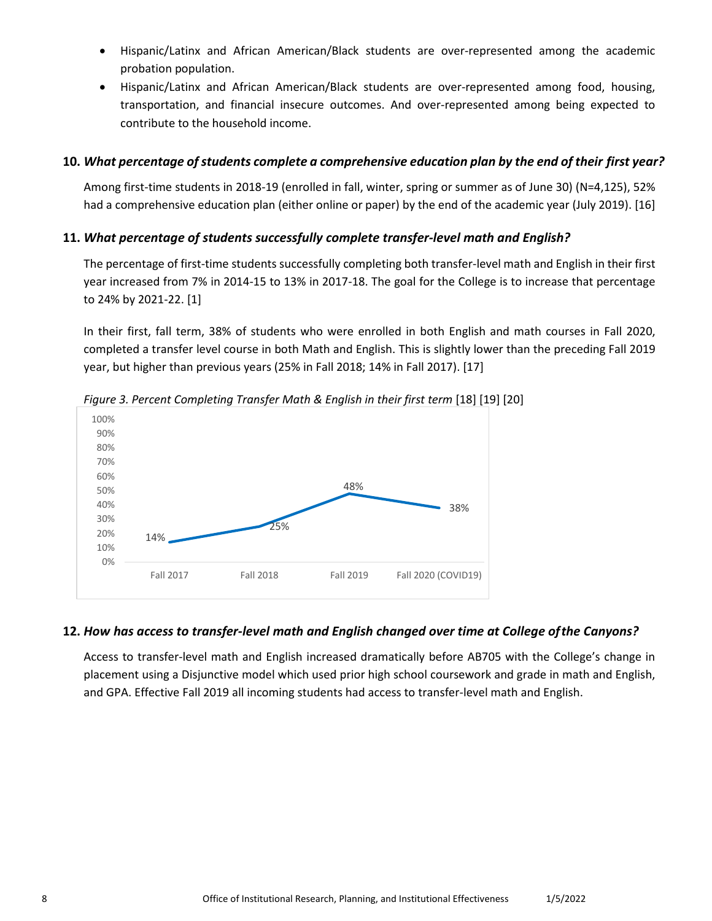- Hispanic/Latinx and African American/Black students are over-represented among the academic probation population.
- Hispanic/Latinx and African American/Black students are over-represented among food, housing, transportation, and financial insecure outcomes. And over-represented among being expected to contribute to the household income.

### 10. *What percentage of students complete a comprehensive education plan by the end of their first year?*

Among first-time students in 2018-19 (enrolled in fall, winter, spring or summer as of June 30) (N=4,125), 52% had a comprehensive education plan (either online or paper) by the end of the academic year (July 2019). [16]

### 11. *What percentage of students successfully complete transfer-level math and English?*

The percentage of first-time students successfully completing both transfer-level math and English in their first year increased from 7% in 2014-15 to 13% in 2017-18. The goal for the College is to increase that percentage to 24% by 2021-22. [1]

In their first, fall term, 38% of students who were enrolled in both English and math courses in Fall 2020, completed a transfer level course in both Math and English. This is slightly lower than the preceding Fall 2019 year, but higher than previous years (25% in Fall 2018; 14% in Fall 2017). [17]

*Figure 3. Percent Completing Transfer Math & English in their first term* [18] [19] [20]

| Term | Percent |
| --- | --- |
| Fall 2017 | 14% |
| Fall 2018 | 25% |
| Fall 2019 | 48% |
| Fall 2020 (COVID19) | 38% |

### 12. *How has access to transfer-level math and English changed over time at College of the Canyons?*

Access to transfer-level math and English increased dramatically before AB705 with the College's change in placement using a Disjunctive model which used prior high school coursework and grade in math and English, and GPA. Effective Fall 2019 all incoming students had access to transfer-level math and English.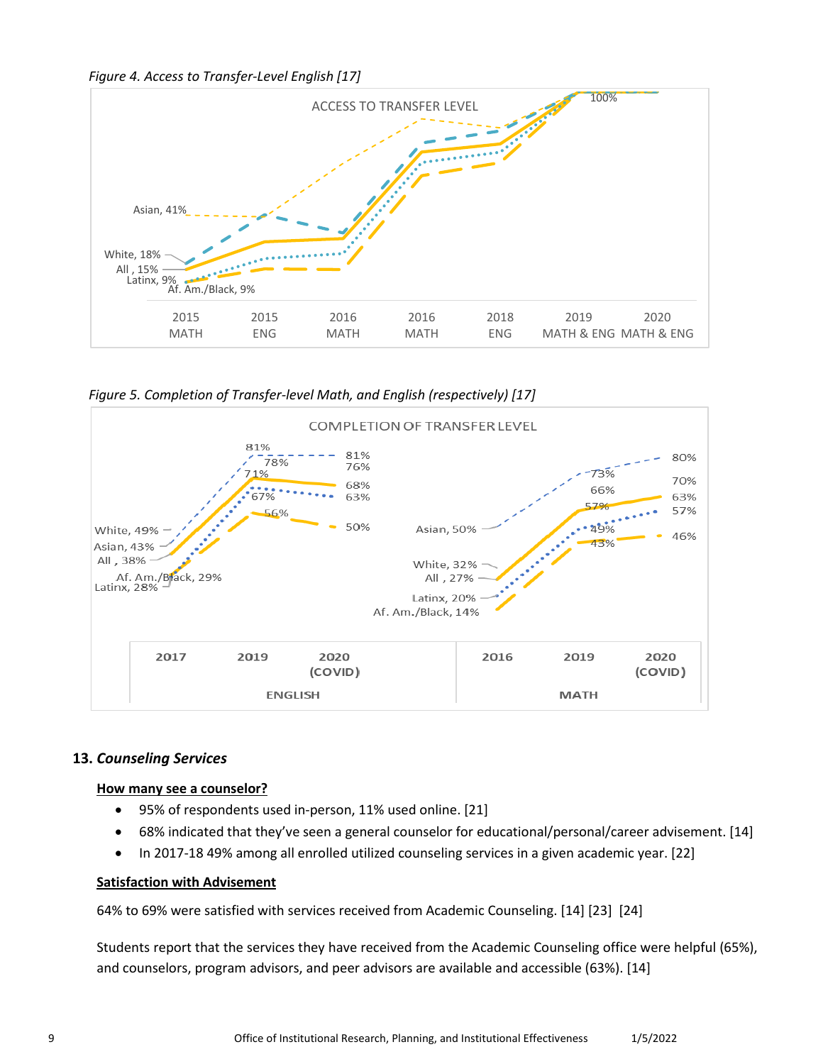*Figure 4. Access to Transfer-Level English [17]*

ACCESS TO TRANSFER LEVEL

Asian, 41%
White, 18%
All , 15%
Latinx, 9%
Af. Am./Black, 9%
100%

2015 MATH | 2015 ENG | 2016 MATH | 2016 MATH | 2018 ENG | 2019 MATH & ENG | 2020 MATH & ENG

*Figure 5. Completion of Transfer-level Math, and English (respectively) [17]*

COMPLETION OF TRANSFER LEVEL

ENGLISH: 2017 | 2019 | 2020 (COVID)

White, 49%; Asian, 43%; All , 38%; Af. Am./Black, 29%; Latinx, 28%
81%; 78%; 71%; 67%; 56%
81%; 76%; 68%; 63%; 50%

MATH: 2016 | 2019 | 2020 (COVID)

Asian, 50%; White, 32%; All , 27%; Latinx, 20%; Af. Am./Black, 14%
73%; 66%; 57%; 49%; 43%
80%; 70%; 63%; 57%; 46%

## 13. *Counseling Services*

**How many see a counselor?**

- 95% of respondents used in-person, 11% used online. [21]
- 68% indicated that they've seen a general counselor for educational/personal/career advisement. [14]
- In 2017-18 49% among all enrolled utilized counseling services in a given academic year. [22]

**Satisfaction with Advisement**

64% to 69% were satisfied with services received from Academic Counseling. [14] [23] [24]

Students report that the services they have received from the Academic Counseling office were helpful (65%), and counselors, program advisors, and peer advisors are available and accessible (63%). [14]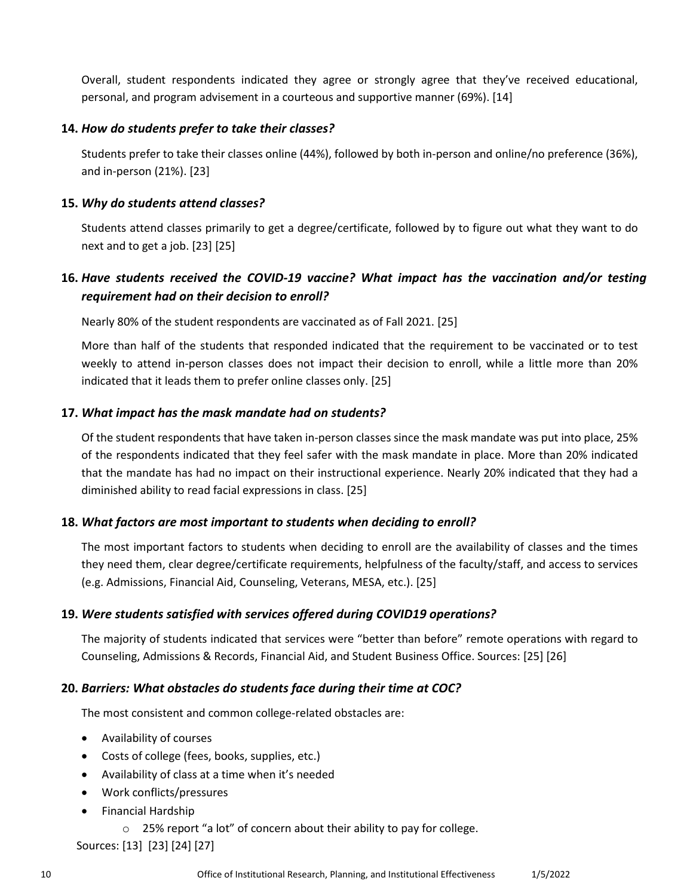Overall, student respondents indicated they agree or strongly agree that they've received educational, personal, and program advisement in a courteous and supportive manner (69%). [14]

### 14. *How do students prefer to take their classes?*

Students prefer to take their classes online (44%), followed by both in-person and online/no preference (36%), and in-person (21%). [23]

### 15. *Why do students attend classes?*

Students attend classes primarily to get a degree/certificate, followed by to figure out what they want to do next and to get a job. [23] [25]

### 16. *Have students received the COVID-19 vaccine? What impact has the vaccination and/or testing requirement had on their decision to enroll?*

Nearly 80% of the student respondents are vaccinated as of Fall 2021. [25]

More than half of the students that responded indicated that the requirement to be vaccinated or to test weekly to attend in-person classes does not impact their decision to enroll, while a little more than 20% indicated that it leads them to prefer online classes only. [25]

### 17. *What impact has the mask mandate had on students?*

Of the student respondents that have taken in-person classes since the mask mandate was put into place, 25% of the respondents indicated that they feel safer with the mask mandate in place. More than 20% indicated that the mandate has had no impact on their instructional experience. Nearly 20% indicated that they had a diminished ability to read facial expressions in class. [25]

### 18. *What factors are most important to students when deciding to enroll?*

The most important factors to students when deciding to enroll are the availability of classes and the times they need them, clear degree/certificate requirements, helpfulness of the faculty/staff, and access to services (e.g. Admissions, Financial Aid, Counseling, Veterans, MESA, etc.). [25]

### 19. *Were students satisfied with services offered during COVID19 operations?*

The majority of students indicated that services were "better than before" remote operations with regard to Counseling, Admissions & Records, Financial Aid, and Student Business Office. Sources: [25] [26]

### 20. *Barriers: What obstacles do students face during their time at COC?*

The most consistent and common college-related obstacles are:

- Availability of courses
- Costs of college (fees, books, supplies, etc.)
- Availability of class at a time when it's needed
- Work conflicts/pressures
- Financial Hardship
  - 25% report "a lot" of concern about their ability to pay for college.

Sources: [13] [23] [24] [27]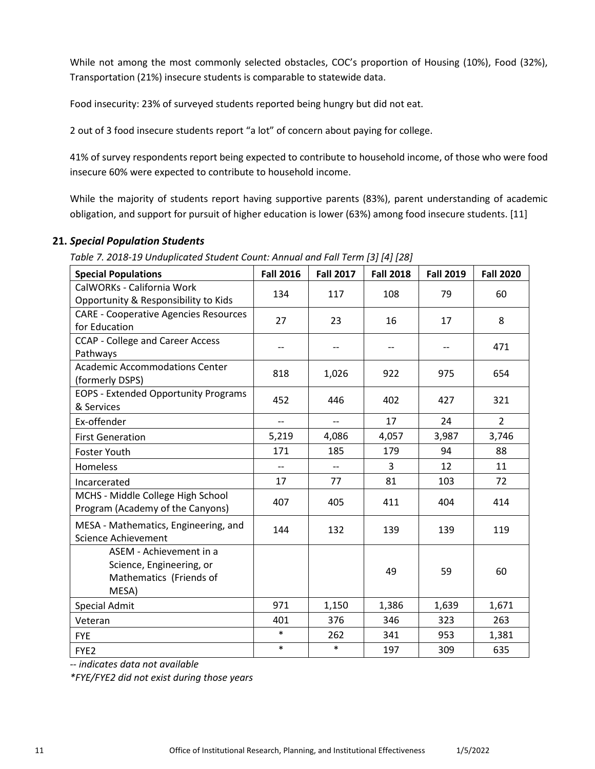While not among the most commonly selected obstacles, COC's proportion of Housing (10%), Food (32%), Transportation (21%) insecure students is comparable to statewide data.

Food insecurity: 23% of surveyed students reported being hungry but did not eat.

2 out of 3 food insecure students report "a lot" of concern about paying for college.

41% of survey respondents report being expected to contribute to household income, of those who were food insecure 60% were expected to contribute to household income.

While the majority of students report having supportive parents (83%), parent understanding of academic obligation, and support for pursuit of higher education is lower (63%) among food insecure students. [11]

## 21. *Special Population Students*

*Table 7. 2018-19 Unduplicated Student Count: Annual and Fall Term [3] [4] [28]*

| Special Populations | Fall 2016 | Fall 2017 | Fall 2018 | Fall 2019 | Fall 2020 |
|---|---|---|---|---|---|
| CalWORKs - California Work Opportunity & Responsibility to Kids | 134 | 117 | 108 | 79 | 60 |
| CARE - Cooperative Agencies Resources for Education | 27 | 23 | 16 | 17 | 8 |
| CCAP - College and Career Access Pathways | -- | -- | -- | -- | 471 |
| Academic Accommodations Center (formerly DSPS) | 818 | 1,026 | 922 | 975 | 654 |
| EOPS - Extended Opportunity Programs & Services | 452 | 446 | 402 | 427 | 321 |
| Ex-offender | -- | -- | 17 | 24 | 2 |
| First Generation | 5,219 | 4,086 | 4,057 | 3,987 | 3,746 |
| Foster Youth | 171 | 185 | 179 | 94 | 88 |
| Homeless | -- | -- | 3 | 12 | 11 |
| Incarcerated | 17 | 77 | 81 | 103 | 72 |
| MCHS - Middle College High School Program (Academy of the Canyons) | 407 | 405 | 411 | 404 | 414 |
| MESA - Mathematics, Engineering, and Science Achievement | 144 | 132 | 139 | 139 | 119 |
| ASEM - Achievement in a Science, Engineering, or Mathematics (Friends of MESA) | | | 49 | 59 | 60 |
| Special Admit | 971 | 1,150 | 1,386 | 1,639 | 1,671 |
| Veteran | 401 | 376 | 346 | 323 | 263 |
| FYE | * | 262 | 341 | 953 | 1,381 |
| FYE2 | * | * | 197 | 309 | 635 |

*-- indicates data not available*

*\*FYE/FYE2 did not exist during those years*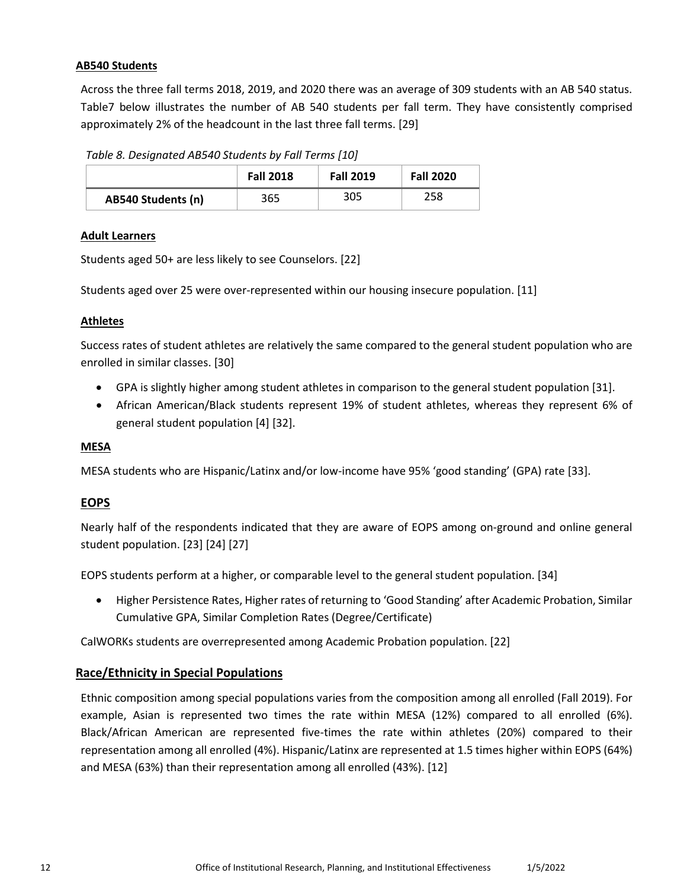### AB540 Students

Across the three fall terms 2018, 2019, and 2020 there was an average of 309 students with an AB 540 status. Table7 below illustrates the number of AB 540 students per fall term. They have consistently comprised approximately 2% of the headcount in the last three fall terms. [29]

*Table 8. Designated AB540 Students by Fall Terms [10]*

| | Fall 2018 | Fall 2019 | Fall 2020 |
|---|---|---|---|
| **AB540 Students (n)** | 365 | 305 | 258 |

### Adult Learners

Students aged 50+ are less likely to see Counselors. [22]

Students aged over 25 were over-represented within our housing insecure population. [11]

### Athletes

Success rates of student athletes are relatively the same compared to the general student population who are enrolled in similar classes. [30]

- GPA is slightly higher among student athletes in comparison to the general student population [31].
- African American/Black students represent 19% of student athletes, whereas they represent 6% of general student population [4] [32].

### MESA

MESA students who are Hispanic/Latinx and/or low-income have 95% 'good standing' (GPA) rate [33].

## EOPS

Nearly half of the respondents indicated that they are aware of EOPS among on-ground and online general student population. [23] [24] [27]

EOPS students perform at a higher, or comparable level to the general student population. [34]

- Higher Persistence Rates, Higher rates of returning to 'Good Standing' after Academic Probation, Similar Cumulative GPA, Similar Completion Rates (Degree/Certificate)

CalWORKs students are overrepresented among Academic Probation population. [22]

## Race/Ethnicity in Special Populations

Ethnic composition among special populations varies from the composition among all enrolled (Fall 2019). For example, Asian is represented two times the rate within MESA (12%) compared to all enrolled (6%). Black/African American are represented five-times the rate within athletes (20%) compared to their representation among all enrolled (4%). Hispanic/Latinx are represented at 1.5 times higher within EOPS (64%) and MESA (63%) than their representation among all enrolled (43%). [12]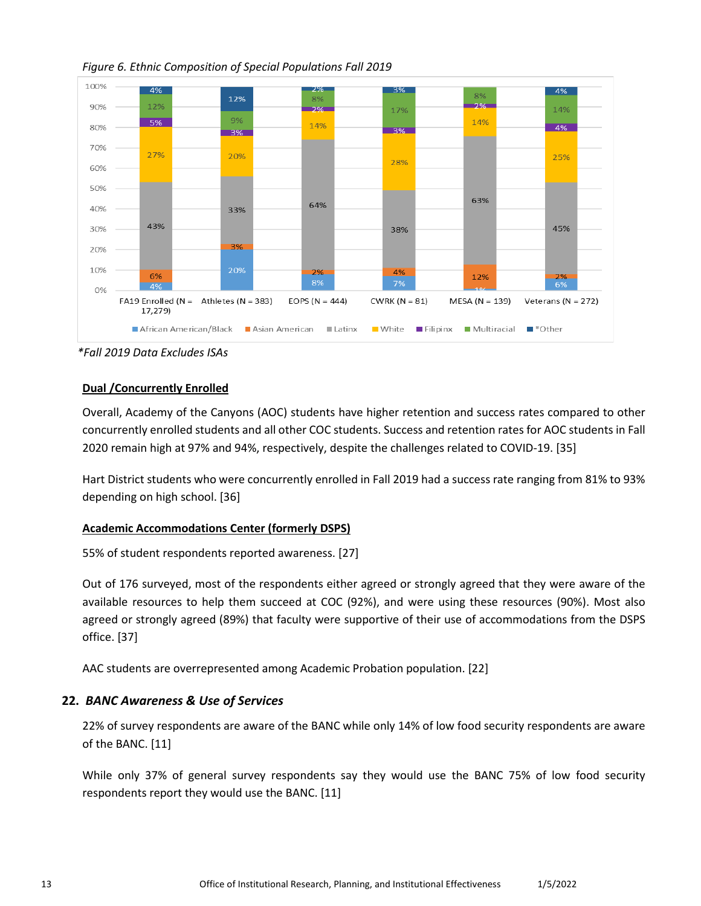*Figure 6. Ethnic Composition of Special Populations Fall 2019*

| | African American/Black | Asian American | Latinx | White | Filipinx | Multiracial | *Other |
|---|---|---|---|---|---|---|---|
| FA19 Enrolled (N = 17,279) | 4% | 6% | 43% | 27% | 5% | 12% | 4% |
| Athletes (N = 383) | 20% | 3% | 33% | 20% | 3% | 9% | 12% |
| EOPS (N = 444) | 8% | 2% | 64% | 14% | 2% | 8% | 2% |
| CWRK (N = 81) | 7% | 4% | 38% | 28% | 3% | 17% | 3% |
| MESA (N = 139) | 1% | 12% | 63% | 14% | 2% | 8% | |
| Veterans (N = 272) | 6% | 2% | 45% | 25% | 4% | 14% | 4% |

*\*Fall 2019 Data Excludes ISAs*

**Dual /Concurrently Enrolled**

Overall, Academy of the Canyons (AOC) students have higher retention and success rates compared to other concurrently enrolled students and all other COC students. Success and retention rates for AOC students in Fall 2020 remain high at 97% and 94%, respectively, despite the challenges related to COVID-19. [35]

Hart District students who were concurrently enrolled in Fall 2019 had a success rate ranging from 81% to 93% depending on high school. [36]

**Academic Accommodations Center (formerly DSPS)**

55% of student respondents reported awareness. [27]

Out of 176 surveyed, most of the respondents either agreed or strongly agreed that they were aware of the available resources to help them succeed at COC (92%), and were using these resources (90%). Most also agreed or strongly agreed (89%) that faculty were supportive of their use of accommodations from the DSPS office. [37]

AAC students are overrepresented among Academic Probation population. [22]

### 22. *BANC Awareness & Use of Services*

22% of survey respondents are aware of the BANC while only 14% of low food security respondents are aware of the BANC. [11]

While only 37% of general survey respondents say they would use the BANC 75% of low food security respondents report they would use the BANC. [11]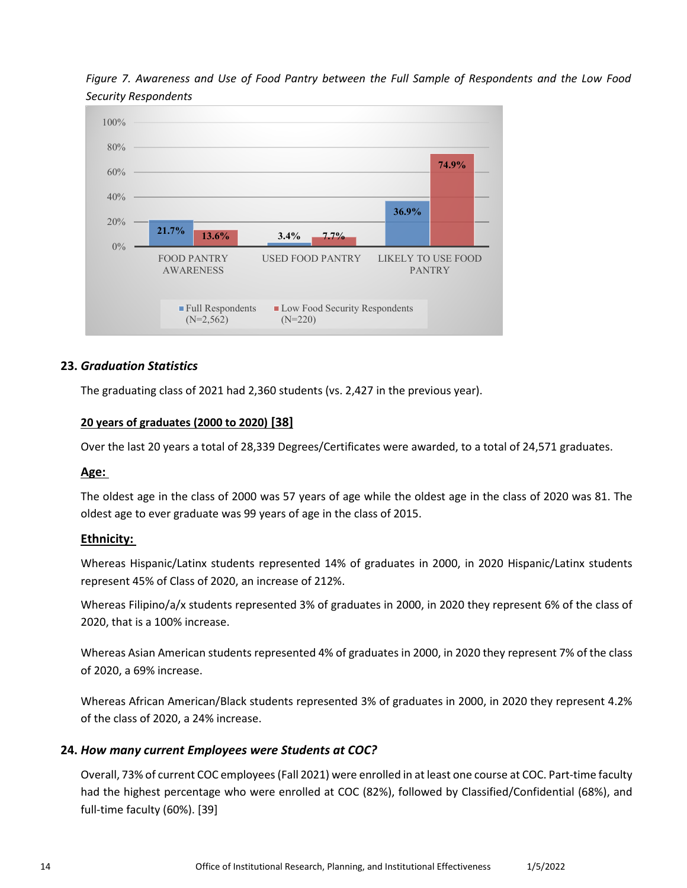*Figure 7. Awareness and Use of Food Pantry between the Full Sample of Respondents and the Low Food Security Respondents*

| | Full Respondents (N=2,562) | Low Food Security Respondents (N=220) |
|---|---|---|
| FOOD PANTRY AWARENESS | 21.7% | 13.6% |
| USED FOOD PANTRY | 3.4% | 7.7% |
| LIKELY TO USE FOOD PANTRY | 36.9% | 74.9% |

## 23. *Graduation Statistics*

The graduating class of 2021 had 2,360 students (vs. 2,427 in the previous year).

**20 years of graduates (2000 to 2020) [38]**

Over the last 20 years a total of 28,339 Degrees/Certificates were awarded, to a total of 24,571 graduates.

**Age:**

The oldest age in the class of 2000 was 57 years of age while the oldest age in the class of 2020 was 81. The oldest age to ever graduate was 99 years of age in the class of 2015.

**Ethnicity:**

Whereas Hispanic/Latinx students represented 14% of graduates in 2000, in 2020 Hispanic/Latinx students represent 45% of Class of 2020, an increase of 212%.

Whereas Filipino/a/x students represented 3% of graduates in 2000, in 2020 they represent 6% of the class of 2020, that is a 100% increase.

Whereas Asian American students represented 4% of graduates in 2000, in 2020 they represent 7% of the class of 2020, a 69% increase.

Whereas African American/Black students represented 3% of graduates in 2000, in 2020 they represent 4.2% of the class of 2020, a 24% increase.

## 24. *How many current Employees were Students at COC?*

Overall, 73% of current COC employees (Fall 2021) were enrolled in at least one course at COC. Part-time faculty had the highest percentage who were enrolled at COC (82%), followed by Classified/Confidential (68%), and full-time faculty (60%). [39]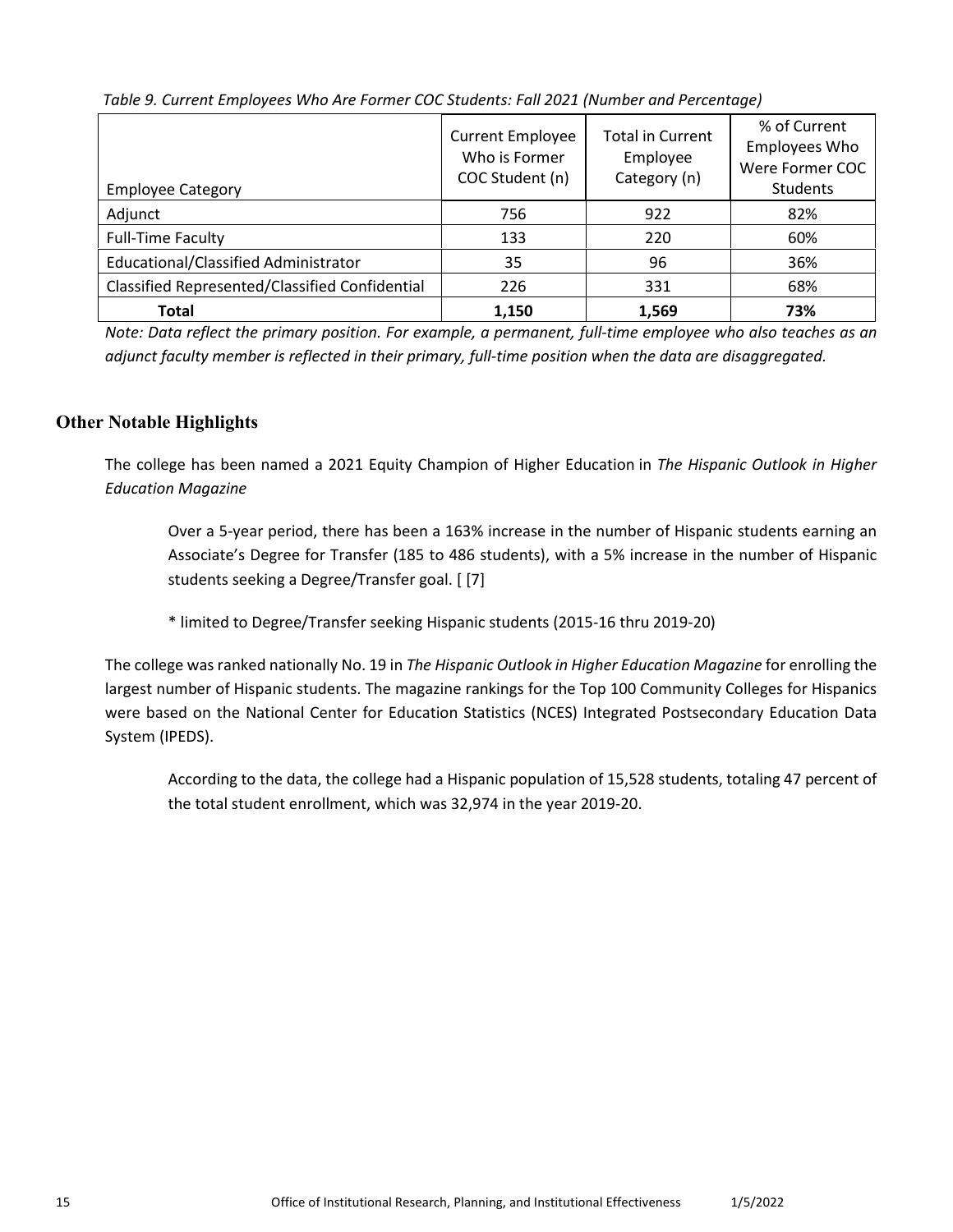*Table 9. Current Employees Who Are Former COC Students: Fall 2021 (Number and Percentage)*

| Employee Category | Current Employee Who is Former COC Student (n) | Total in Current Employee Category (n) | % of Current Employees Who Were Former COC Students |
|---|---|---|---|
| Adjunct | 756 | 922 | 82% |
| Full-Time Faculty | 133 | 220 | 60% |
| Educational/Classified Administrator | 35 | 96 | 36% |
| Classified Represented/Classified Confidential | 226 | 331 | 68% |
| **Total** | **1,150** | **1,569** | **73%** |

*Note: Data reflect the primary position. For example, a permanent, full-time employee who also teaches as an adjunct faculty member is reflected in their primary, full-time position when the data are disaggregated.*

## Other Notable Highlights

The college has been named a 2021 Equity Champion of Higher Education in *The Hispanic Outlook in Higher Education Magazine*

> Over a 5-year period, there has been a 163% increase in the number of Hispanic students earning an Associate's Degree for Transfer (185 to 486 students), with a 5% increase in the number of Hispanic students seeking a Degree/Transfer goal. [ [7]
>
> * limited to Degree/Transfer seeking Hispanic students (2015-16 thru 2019-20)

The college was ranked nationally No. 19 in *The Hispanic Outlook in Higher Education Magazine* for enrolling the largest number of Hispanic students. The magazine rankings for the Top 100 Community Colleges for Hispanics were based on the National Center for Education Statistics (NCES) Integrated Postsecondary Education Data System (IPEDS).

> According to the data, the college had a Hispanic population of 15,528 students, totaling 47 percent of the total student enrollment, which was 32,974 in the year 2019-20.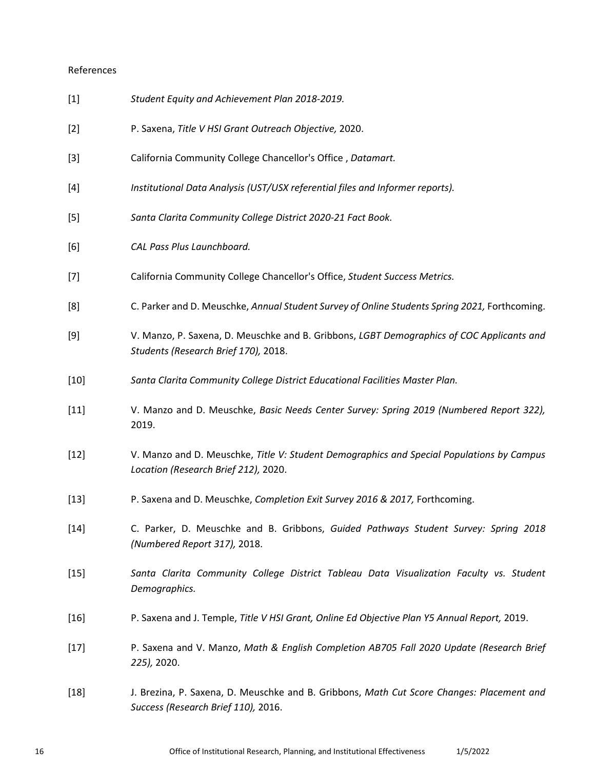References

[1] *Student Equity and Achievement Plan 2018-2019.*

[2] P. Saxena, *Title V HSI Grant Outreach Objective,* 2020.

[3] California Community College Chancellor's Office , *Datamart.*

[4] *Institutional Data Analysis (UST/USX referential files and Informer reports).*

[5] *Santa Clarita Community College District 2020-21 Fact Book.*

[6] *CAL Pass Plus Launchboard.*

[7] California Community College Chancellor's Office, *Student Success Metrics.*

[8] C. Parker and D. Meuschke, *Annual Student Survey of Online Students Spring 2021,* Forthcoming.

[9] V. Manzo, P. Saxena, D. Meuschke and B. Gribbons, *LGBT Demographics of COC Applicants and Students (Research Brief 170),* 2018.

[10] *Santa Clarita Community College District Educational Facilities Master Plan.*

[11] V. Manzo and D. Meuschke, *Basic Needs Center Survey: Spring 2019 (Numbered Report 322),* 2019.

[12] V. Manzo and D. Meuschke, *Title V: Student Demographics and Special Populations by Campus Location (Research Brief 212),* 2020.

[13] P. Saxena and D. Meuschke, *Completion Exit Survey 2016 & 2017,* Forthcoming.

[14] C. Parker, D. Meuschke and B. Gribbons, *Guided Pathways Student Survey: Spring 2018 (Numbered Report 317),* 2018.

[15] *Santa Clarita Community College District Tableau Data Visualization Faculty vs. Student Demographics.*

[16] P. Saxena and J. Temple, *Title V HSI Grant, Online Ed Objective Plan Y5 Annual Report,* 2019.

[17] P. Saxena and V. Manzo, *Math & English Completion AB705 Fall 2020 Update (Research Brief 225),* 2020.

[18] J. Brezina, P. Saxena, D. Meuschke and B. Gribbons, *Math Cut Score Changes: Placement and Success (Research Brief 110),* 2016.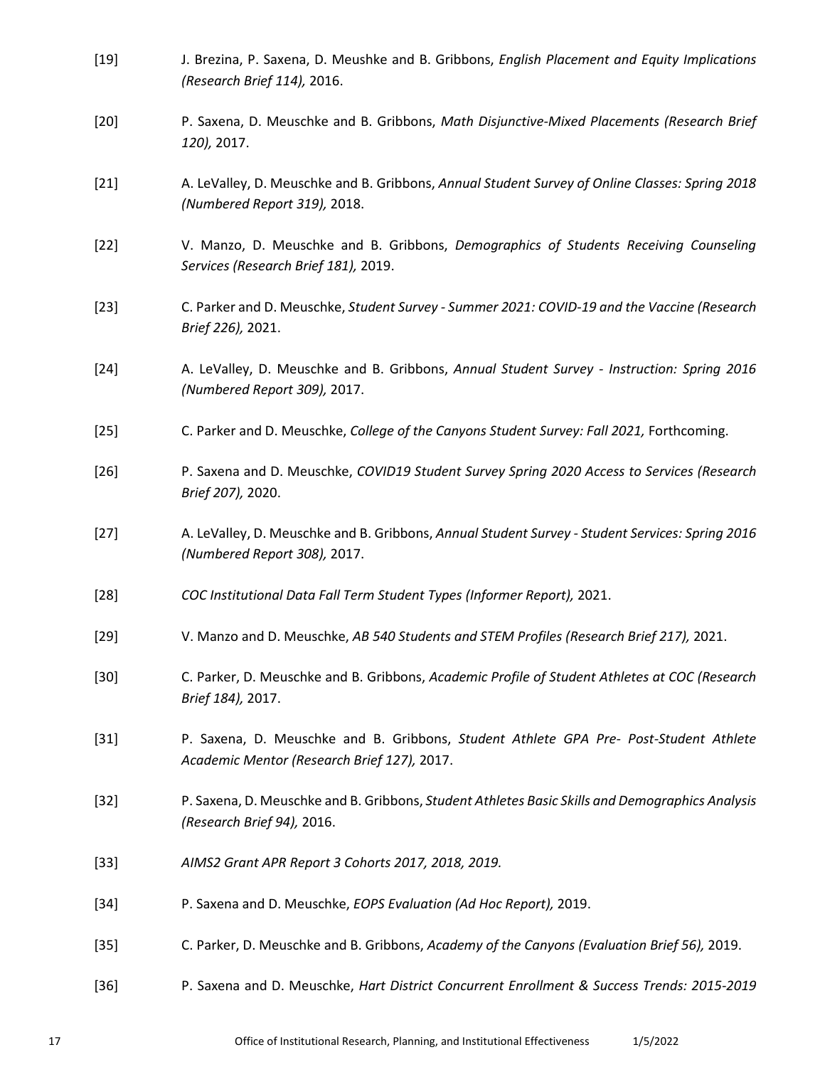[19] J. Brezina, P. Saxena, D. Meushke and B. Gribbons, *English Placement and Equity Implications (Research Brief 114),* 2016.

[20] P. Saxena, D. Meuschke and B. Gribbons, *Math Disjunctive-Mixed Placements (Research Brief 120),* 2017.

[21] A. LeValley, D. Meuschke and B. Gribbons, *Annual Student Survey of Online Classes: Spring 2018 (Numbered Report 319),* 2018.

[22] V. Manzo, D. Meuschke and B. Gribbons, *Demographics of Students Receiving Counseling Services (Research Brief 181),* 2019.

[23] C. Parker and D. Meuschke, *Student Survey - Summer 2021: COVID-19 and the Vaccine (Research Brief 226),* 2021.

[24] A. LeValley, D. Meuschke and B. Gribbons, *Annual Student Survey - Instruction: Spring 2016 (Numbered Report 309),* 2017.

[25] C. Parker and D. Meuschke, *College of the Canyons Student Survey: Fall 2021,* Forthcoming.

[26] P. Saxena and D. Meuschke, *COVID19 Student Survey Spring 2020 Access to Services (Research Brief 207),* 2020.

[27] A. LeValley, D. Meuschke and B. Gribbons, *Annual Student Survey - Student Services: Spring 2016 (Numbered Report 308),* 2017.

[28] *COC Institutional Data Fall Term Student Types (Informer Report),* 2021.

[29] V. Manzo and D. Meuschke, *AB 540 Students and STEM Profiles (Research Brief 217),* 2021.

[30] C. Parker, D. Meuschke and B. Gribbons, *Academic Profile of Student Athletes at COC (Research Brief 184),* 2017.

[31] P. Saxena, D. Meuschke and B. Gribbons, *Student Athlete GPA Pre- Post-Student Athlete Academic Mentor (Research Brief 127),* 2017.

[32] P. Saxena, D. Meuschke and B. Gribbons, *Student Athletes Basic Skills and Demographics Analysis (Research Brief 94),* 2016.

[33] *AIMS2 Grant APR Report 3 Cohorts 2017, 2018, 2019.*

[34] P. Saxena and D. Meuschke, *EOPS Evaluation (Ad Hoc Report),* 2019.

[35] C. Parker, D. Meuschke and B. Gribbons, *Academy of the Canyons (Evaluation Brief 56),* 2019.

[36] P. Saxena and D. Meuschke, *Hart District Concurrent Enrollment & Success Trends: 2015-2019*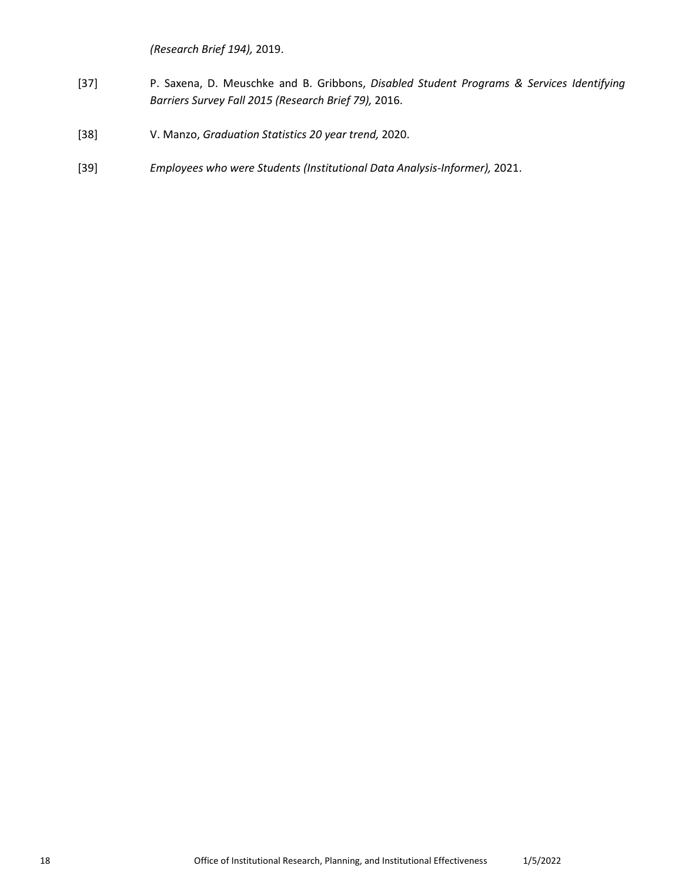*(Research Brief 194),* 2019.

[37] P. Saxena, D. Meuschke and B. Gribbons, *Disabled Student Programs & Services Identifying Barriers Survey Fall 2015 (Research Brief 79),* 2016.

[38] V. Manzo, *Graduation Statistics 20 year trend,* 2020.

[39] *Employees who were Students (Institutional Data Analysis-Informer),* 2021.